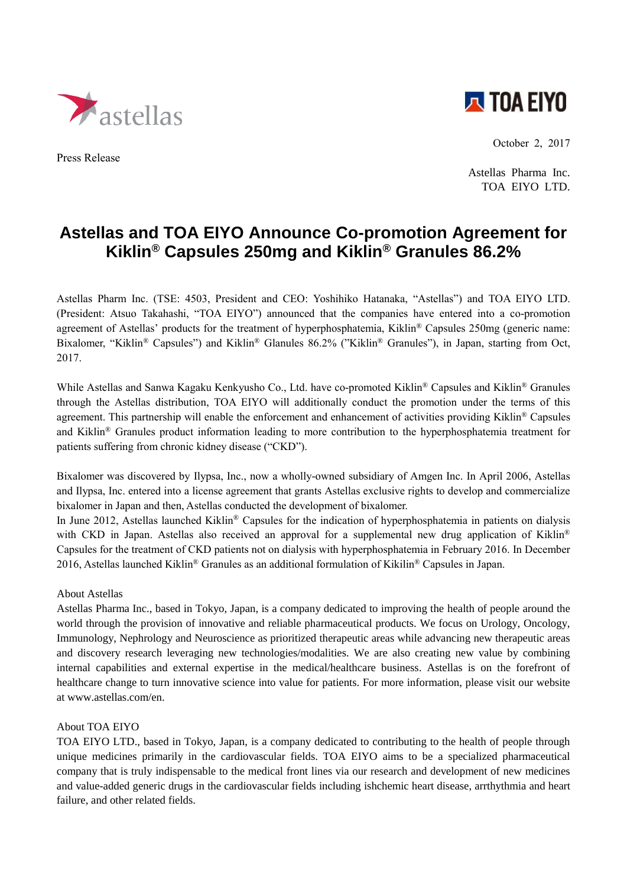astellas

TOA EIYO

Press Release

October 2, 2017

Astellas Pharma Inc.
TOA EIYO LTD.

# Astellas and TOA EIYO Announce Co-promotion Agreement for Kiklin® Capsules 250mg and Kiklin® Granules 86.2%

Astellas Pharm Inc. (TSE: 4503, President and CEO: Yoshihiko Hatanaka, "Astellas") and TOA EIYO LTD. (President: Atsuo Takahashi, "TOA EIYO") announced that the companies have entered into a co-promotion agreement of Astellas' products for the treatment of hyperphosphatemia, Kiklin® Capsules 250mg (generic name: Bixalomer, "Kiklin® Capsules") and Kiklin® Glanules 86.2% ("Kiklin® Granules"), in Japan, starting from Oct, 2017.

While Astellas and Sanwa Kagaku Kenkyusho Co., Ltd. have co-promoted Kiklin® Capsules and Kiklin® Granules through the Astellas distribution, TOA EIYO will additionally conduct the promotion under the terms of this agreement. This partnership will enable the enforcement and enhancement of activities providing Kiklin® Capsules and Kiklin® Granules product information leading to more contribution to the hyperphosphatemia treatment for patients suffering from chronic kidney disease ("CKD").

Bixalomer was discovered by Ilypsa, Inc., now a wholly-owned subsidiary of Amgen Inc. In April 2006, Astellas and Ilypsa, Inc. entered into a license agreement that grants Astellas exclusive rights to develop and commercialize bixalomer in Japan and then, Astellas conducted the development of bixalomer.
In June 2012, Astellas launched Kiklin® Capsules for the indication of hyperphosphatemia in patients on dialysis with CKD in Japan. Astellas also received an approval for a supplemental new drug application of Kiklin® Capsules for the treatment of CKD patients not on dialysis with hyperphosphatemia in February 2016. In December 2016, Astellas launched Kiklin® Granules as an additional formulation of Kikilin® Capsules in Japan.

About Astellas
Astellas Pharma Inc., based in Tokyo, Japan, is a company dedicated to improving the health of people around the world through the provision of innovative and reliable pharmaceutical products. We focus on Urology, Oncology, Immunology, Nephrology and Neuroscience as prioritized therapeutic areas while advancing new therapeutic areas and discovery research leveraging new technologies/modalities. We are also creating new value by combining internal capabilities and external expertise in the medical/healthcare business. Astellas is on the forefront of healthcare change to turn innovative science into value for patients. For more information, please visit our website at www.astellas.com/en.

About TOA EIYO
TOA EIYO LTD., based in Tokyo, Japan, is a company dedicated to contributing to the health of people through unique medicines primarily in the cardiovascular fields. TOA EIYO aims to be a specialized pharmaceutical company that is truly indispensable to the medical front lines via our research and development of new medicines and value-added generic drugs in the cardiovascular fields including ishchemic heart disease, arrthythmia and heart failure, and other related fields.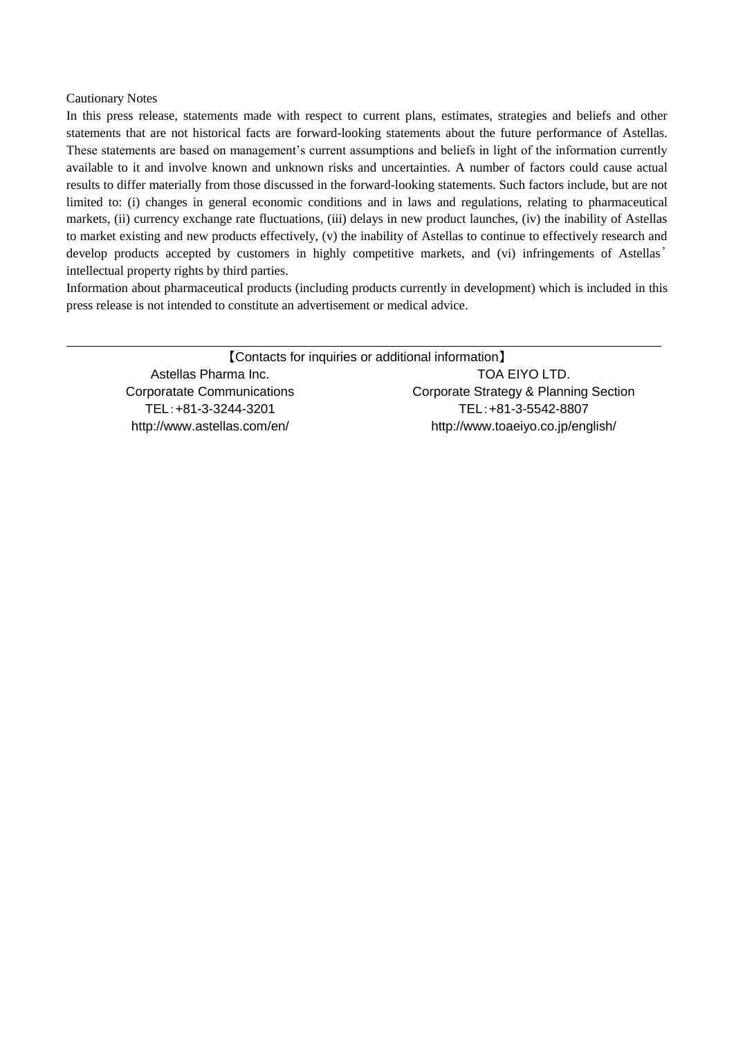Cautionary Notes

In this press release, statements made with respect to current plans, estimates, strategies and beliefs and other statements that are not historical facts are forward-looking statements about the future performance of Astellas. These statements are based on management's current assumptions and beliefs in light of the information currently available to it and involve known and unknown risks and uncertainties. A number of factors could cause actual results to differ materially from those discussed in the forward-looking statements. Such factors include, but are not limited to: (i) changes in general economic conditions and in laws and regulations, relating to pharmaceutical markets, (ii) currency exchange rate fluctuations, (iii) delays in new product launches, (iv) the inability of Astellas to market existing and new products effectively, (v) the inability of Astellas to continue to effectively research and develop products accepted by customers in highly competitive markets, and (vi) infringements of Astellas' intellectual property rights by third parties.

Information about pharmaceutical products (including products currently in development) which is included in this press release is not intended to constitute an advertisement or medical advice.

---

【Contacts for inquiries or additional information】

| | |
|---|---|
| Astellas Pharma Inc. | TOA EIYO LTD. |
| Corporatate Communications | Corporate Strategy & Planning Section |
| TEL：+81-3-3244-3201 | TEL：+81-3-5542-8807 |
| http://www.astellas.com/en/ | http://www.toaeiyo.co.jp/english/ |